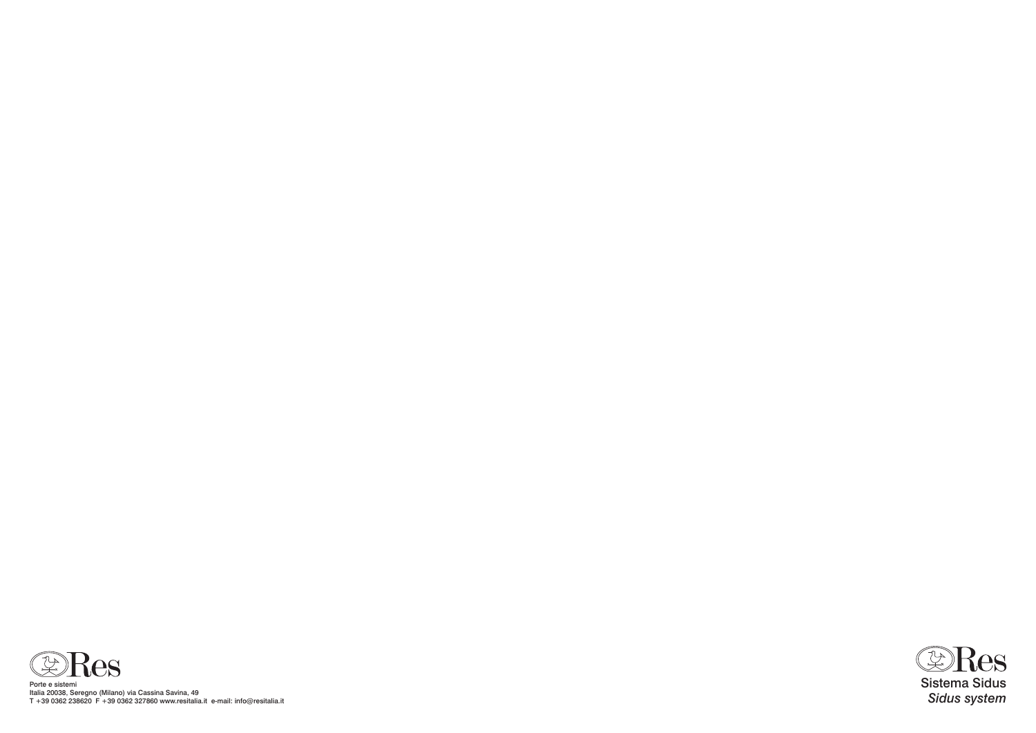Res

Porte e sistemi
Italia 20038, Seregno (Milano) via Cassina Savina, 49
T +39 0362 238620 F +39 0362 327860 www.resitalia.it e-mail: info@resitalia.it

Res

Sistema Sidus
*Sidus system*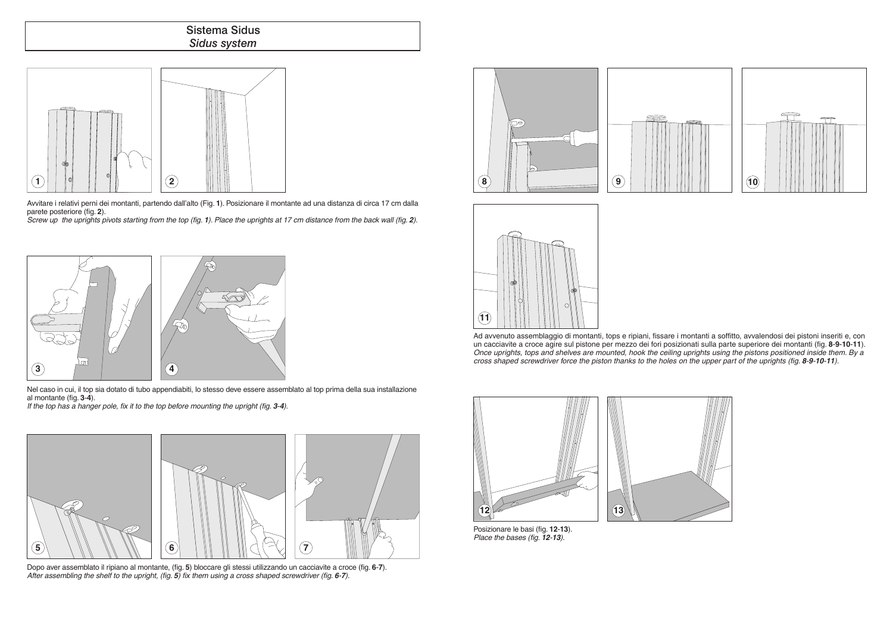# Sistema Sidus
*Sidus system*

Avvitare i relativi perni dei montanti, partendo dall'alto (Fig. **1**). Posizionare il montante ad una distanza di circa 17 cm dalla parete posteriore (fig. **2**).
*Screw up the uprights pivots starting from the top (fig. **1**). Place the uprights at 17 cm distance from the back wall (fig. **2**).*

Nel caso in cui, il top sia dotato di tubo appendiabiti, lo stesso deve essere assemblato al top prima della sua installazione al montante (fig. **3**-**4**).
*If the top has a hanger pole, fix it to the top before mounting the upright (fig. **3**-**4**).*

Dopo aver assemblato il ripiano al montante, (fig. **5**) bloccare gli stessi utilizzando un cacciavite a croce (fig. **6**-**7**).
*After assembling the shelf to the upright, (fig. **5**) fix them using a cross shaped screwdriver (fig. **6**-**7**).*

Ad avvenuto assemblaggio di montanti, tops e ripiani, fissare i montanti a soffitto, avvalendosi dei pistoni inseriti e, con un cacciavite a croce agire sul pistone per mezzo dei fori posizionati sulla parte superiore dei montanti (fig. **8**-**9**-**10**-**11**).
*Once uprights, tops and shelves are mounted, hook the ceiling uprights using the pistons positioned inside them. By a cross shaped screwdriver force the piston thanks to the holes on the upper part of the uprights (fig. **8**-**9**-**10**-**11**).*

Posizionare le basi (fig. **12**-**13**).
*Place the bases (fig. **12**-**13**).*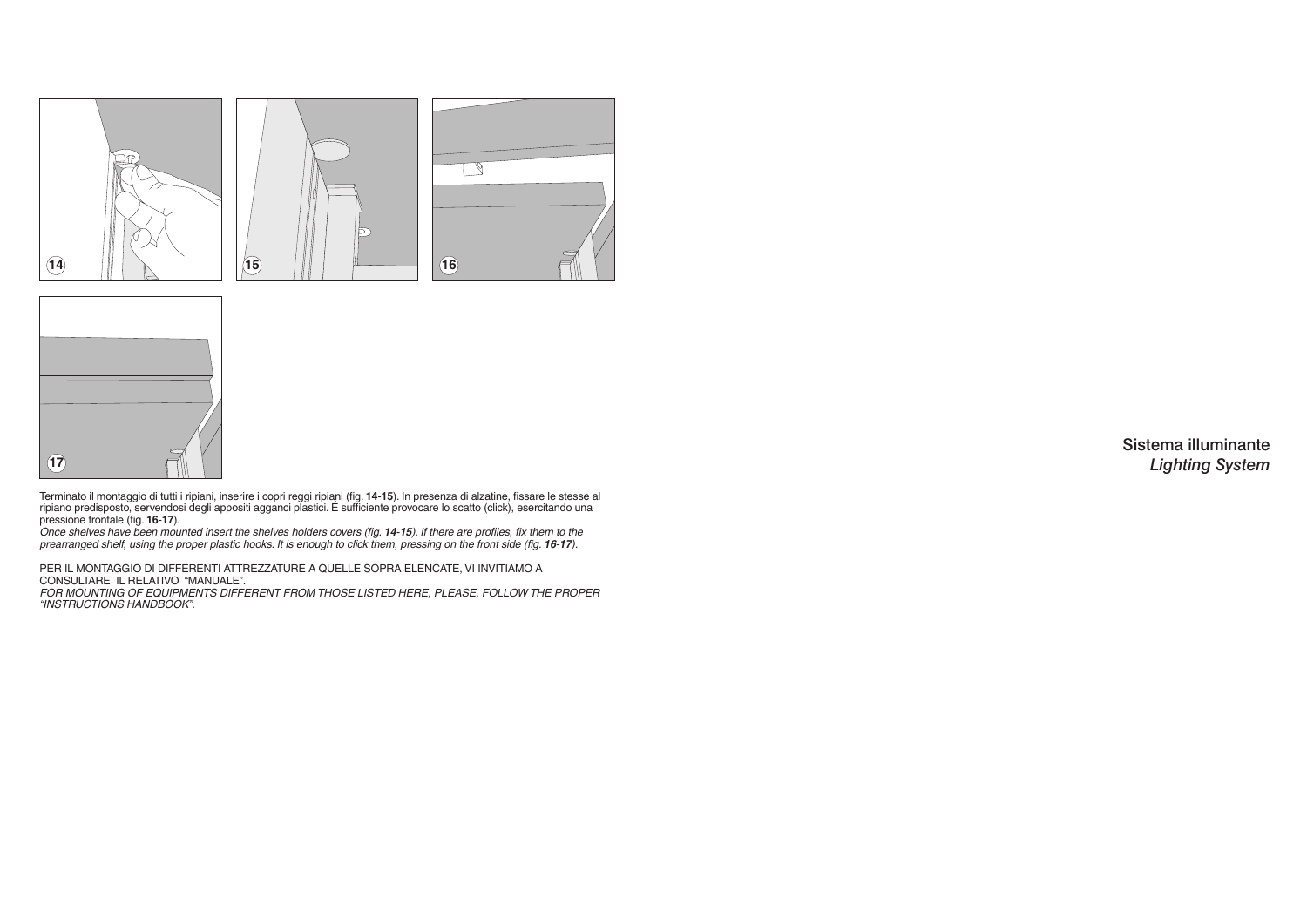14

15

16

17

Terminato il montaggio di tutti i ripiani, inserire i copri reggi ripiani (fig. **14**-**15**). In presenza di alzatine, fissare le stesse al ripiano predisposto, servendosi degli appositi agganci plastici. É sufficiente provocare lo scatto (click), esercitando una pressione frontale (fig. **16**-**17**).

*Once shelves have been mounted insert the shelves holders covers (fig. **14**-**15**). If there are profiles, fix them to the prearranged shelf, using the proper plastic hooks. It is enough to click them, pressing on the front side (fig. **16**-**17**).*

PER IL MONTAGGIO DI DIFFERENTI ATTREZZATURE A QUELLE SOPRA ELENCATE, VI INVITIAMO A CONSULTARE IL RELATIVO "MANUALE".

*FOR MOUNTING OF EQUIPMENTS DIFFERENT FROM THOSE LISTED HERE, PLEASE, FOLLOW THE PROPER "INSTRUCTIONS HANDBOOK".*

## Sistema illuminante
## *Lighting System*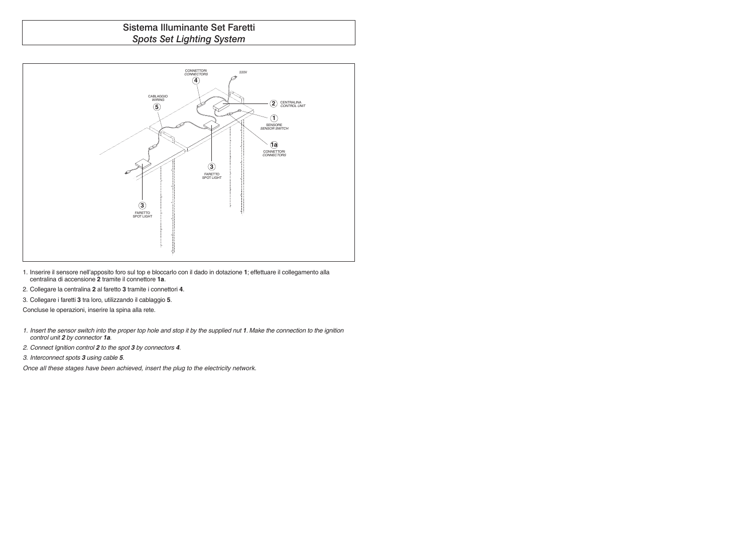# Sistema Illuminante Set Faretti
## *Spots Set Lighting System*

CONNETTORI
*CONNECTORS*
4

220V

CABLAGGIO
*WIRING*
5

2 CENTRALINA
*CONTROL UNIT*

1
SENSORE
*SENSOR SWITCH*

1a
CONNETTORI
*CONNECTORS*

3
FARETTO
SPOT LIGHT

3
FARETTO
SPOT LIGHT

1. Inserire il sensore nell'apposito foro sul top e bloccarlo con il dado in dotazione **1**; effettuare il collegamento alla centralina di accensione **2** tramite il connettore **1a**.
2. Collegare la centralina **2** al faretto **3** tramite i connettori **4**.
3. Collegare i faretti **3** tra loro, utilizzando il cablaggio **5**.

Concluse le operazioni, inserire la spina alla rete.

*1. Insert the sensor switch into the proper top hole and stop it by the supplied nut **1**. Make the connection to the ignition control unit **2** by connector **1a**.*

*2. Connect Ignition control **2** to the spot **3** by connectors **4**.*

*3. Interconnect spots **3** using cable **5**.*

*Once all these stages have been achieved, insert the plug to the electricity network.*